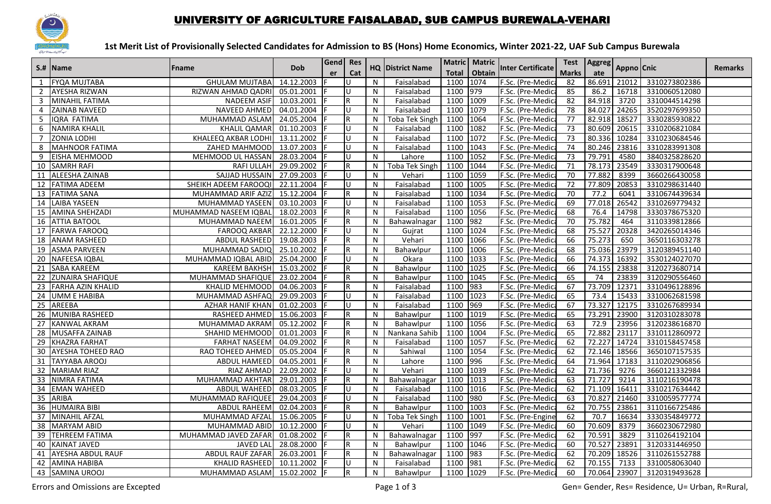# UNIVERSITY OF AGRICULTURE FAISALABAD, SUB CAMPUS BUREWALA-VEHARI

## 1st Merit List of Provisionally Selected Candidates for Admission to BS (Hons) Home Economics, Winter 2021-22, UAF Sub Campus Burewala

| S.# | Name | Fname | Dob | Gender | Res Cat | HQ | District Name | Matric Total | Matric Obtain | Inter Certificate | Test Marks | Aggregate | Appno | Cnic | Remarks |
|---|---|---|---|---|---|---|---|---|---|---|---|---|---|---|---|
| 1 | FYQA MUJTABA | GHULAM MUJTABA | 14.12.2003 | F | U | N | Faisalabad | 1100 | 1074 | F.Sc. (Pre-Medica | 82 | 86.691 | 21012 | 3310273802386 | |
| 2 | AYESHA RIZWAN | RIZWAN AHMAD QADRI | 05.01.2001 | F | U | N | Faisalabad | 1100 | 979 | F.Sc. (Pre-Medica | 85 | 86.2 | 16718 | 3310060512080 | |
| 3 | MINAHIL FATIMA | NADEEM ASIF | 10.03.2001 | F | R | N | Faisalabad | 1100 | 1009 | F.Sc. (Pre-Medica | 82 | 84.918 | 3720 | 3310044514298 | |
| 4 | ZAINAB NAVEED | NAVEED AHMED | 04.01.2004 | F | U | N | Faisalabad | 1100 | 1079 | F.Sc. (Pre-Medica | 78 | 84.027 | 24265 | 3520297699350 | |
| 5 | IQRA FATIMA | MUHAMMAD ASLAM | 24.05.2004 | F | R | N | Toba Tek Singh | 1100 | 1064 | F.Sc. (Pre-Medica | 77 | 82.918 | 18527 | 3330285930822 | |
| 6 | NAMIRA KHALIL | KHALIL QAMAR | 01.10.2003 | F | U | N | Faisalabad | 1100 | 1082 | F.Sc. (Pre-Medica | 73 | 80.609 | 20615 | 3310206821084 | |
| 7 | ZONIA LODHI | KHALEEQ AKBAR LODHI | 13.11.2002 | F | U | N | Faisalabad | 1100 | 1072 | F.Sc. (Pre-Medica | 73 | 80.336 | 10284 | 3310230684546 | |
| 8 | MAHNOOR FATIMA | ZAHED MAHMOOD | 13.07.2003 | F | U | N | Faisalabad | 1100 | 1043 | F.Sc. (Pre-Medica | 74 | 80.246 | 23816 | 3310283991308 | |
| 9 | EISHA MEHMOOD | MEHMOOD UL HASSAN | 28.03.2004 | F | U | N | Lahore | 1100 | 1052 | F.Sc. (Pre-Medica | 73 | 79.791 | 4580 | 3840325828620 | |
| 10 | SAMRH RAFI | RAFI ULLAH | 29.09.2002 | F | R | N | Toba Tek Singh | 1100 | 1044 | F.Sc. (Pre-Medica | 71 | 78.173 | 23549 | 3330317900648 | |
| 11 | ALEESHA ZAINAB | SAJJAD HUSSAIN | 27.09.2003 | F | U | N | Vehari | 1100 | 1059 | F.Sc. (Pre-Medica | 70 | 77.882 | 8399 | 3660266430058 | |
| 12 | FATIMA ADEEM | SHEIKH ADEEM FAROOQI | 22.11.2004 | F | U | N | Faisalabad | 1100 | 1005 | F.Sc. (Pre-Medica | 72 | 77.809 | 20853 | 3310298631440 | |
| 13 | FATIMA SANA | MUHAMMAD ARIF AZIZ | 15.12.2004 | F | R | N | Faisalabad | 1100 | 1034 | F.Sc. (Pre-Medica | 70 | 77.2 | 6041 | 3310674439634 | |
| 14 | LAIBA YASEEN | MUHAMMAD YASEEN | 03.10.2003 | F | U | N | Faisalabad | 1100 | 1053 | F.Sc. (Pre-Medica | 69 | 77.018 | 26542 | 3310269779432 | |
| 15 | AMINA SHEHZADI | MUHAMMAD NASEEM IQBAL | 18.02.2003 | F | R | N | Faisalabad | 1100 | 1056 | F.Sc. (Pre-Medica | 68 | 76.4 | 14798 | 3330378675320 | |
| 16 | ATTIA BATOOL | MUHAMMAD NAEEM | 16.01.2005 | F | R | N | Bahawalnagar | 1100 | 982 | F.Sc. (Pre-Medica | 70 | 75.782 | 464 | 3110339812866 | |
| 17 | FARWA FAROOQ | FAROOQ AKBAR | 22.12.2000 | F | U | N | Gujrat | 1100 | 1024 | F.Sc. (Pre-Medica | 68 | 75.527 | 20328 | 3420265014346 | |
| 18 | ANAM RASHEED | ABDUL RASHEED | 19.08.2003 | F | R | N | Vehari | 1100 | 1066 | F.Sc. (Pre-Medica | 66 | 75.273 | 650 | 3650116303278 | |
| 19 | ASMA PARVEEN | MUHAMMAD SADIQ | 25.10.2002 | F | R | N | Bahawlpur | 1100 | 1006 | F.Sc. (Pre-Medica | 68 | 75.036 | 23979 | 3120389451140 | |
| 20 | NAFEESA IQBAL | MUHAMMAD IQBAL ABID | 25.04.2000 | F | U | N | Okara | 1100 | 1033 | F.Sc. (Pre-Medica | 66 | 74.373 | 16392 | 3530124027070 | |
| 21 | SABA KAREEM | KAREEM BAKHSH | 15.03.2002 | F | R | N | Bahawlpur | 1100 | 1025 | F.Sc. (Pre-Medica | 66 | 74.155 | 23838 | 3120273680714 | |
| 22 | ZUNAIRA SHAFIQUE | MUHAMMAD SHAFIQUE | 23.02.2004 | F | R | N | Bahawlpur | 1100 | 1045 | F.Sc. (Pre-Medica | 65 | 74 | 23839 | 3120290556460 | |
| 23 | FARHA AZIN KHALID | KHALID MEHMOOD | 04.06.2003 | F | R | N | Faisalabad | 1100 | 983 | F.Sc. (Pre-Medica | 67 | 73.709 | 12371 | 3310496128896 | |
| 24 | UMM E HABIBA | MUHAMMAD ASHFAQ | 29.09.2003 | F | U | N | Faisalabad | 1100 | 1023 | F.Sc. (Pre-Medica | 65 | 73.4 | 15433 | 3310062681598 | |
| 25 | AREEBA | AZHAR HANIF KHAN | 01.02.2003 | F | U | N | Faisalabad | 1100 | 969 | F.Sc. (Pre-Medica | 67 | 73.327 | 12175 | 3310267689934 | |
| 26 | MUNIBA RASHEED | RASHEED AHMED | 15.06.2003 | F | R | N | Bahawlpur | 1100 | 1019 | F.Sc. (Pre-Medica | 65 | 73.291 | 23900 | 3120310283078 | |
| 27 | KANWAL AKRAM | MUHAMMAD AKRAM | 05.12.2002 | F | R | N | Bahawlpur | 1100 | 1056 | F.Sc. (Pre-Medica | 63 | 72.9 | 23956 | 3120238616870 | |
| 28 | MUSAFFA ZAINAB | SHAHID MEHMOOD | 01.01.2003 | F | R | N | Nankana Sahib | 1100 | 1004 | F.Sc. (Pre-Medica | 65 | 72.882 | 23117 | 3310112860972 | |
| 29 | KHAZRA FARHAT | FARHAT NASEEM | 04.09.2002 | F | R | N | Faisalabad | 1100 | 1057 | F.Sc. (Pre-Medica | 62 | 72.227 | 14724 | 3310158457458 | |
| 30 | AYESHA TOHEED RAO | RAO TOHEED AHMED | 05.05.2004 | F | R | N | Sahiwal | 1100 | 1054 | F.Sc. (Pre-Medica | 62 | 72.146 | 18566 | 3650107157535 | |
| 31 | TAYYABA AROOJ | ABDUL HAMEED | 04.05.2001 | F | R | N | Lahore | 1100 | 996 | F.Sc. (Pre-Medica | 64 | 71.964 | 17183 | 3110202906856 | |
| 32 | MARIAM RIAZ | RIAZ AHMAD | 22.09.2002 | F | U | N | Vehari | 1100 | 1039 | F.Sc. (Pre-Medica | 62 | 71.736 | 9276 | 3660121332984 | |
| 33 | NIMRA FATIMA | MUHAMMAD AKHTAR | 29.01.2003 | F | R | N | Bahawalnagar | 1100 | 1013 | F.Sc. (Pre-Medica | 63 | 71.727 | 9214 | 3110216190478 | |
| 34 | EMAN WAHEED | ABDUL WAHEED | 08.03.2005 | F | U | N | Faisalabad | 1100 | 1016 | F.Sc. (Pre-Medica | 62 | 71.109 | 16411 | 3310217634442 | |
| 35 | ARIBA | MUHAMMAD RAFIQUEE | 29.04.2003 | F | U | N | Faisalabad | 1100 | 980 | F.Sc. (Pre-Medica | 63 | 70.827 | 21460 | 3310059577774 | |
| 36 | HUMAIRA BIBI | ABDUL RAHEEM | 02.04.2003 | F | R | N | Bahawlpur | 1100 | 1003 | F.Sc. (Pre-Medica | 62 | 70.755 | 23861 | 3110166725486 | |
| 37 | MINAHIL AFZAL | MUHAMMAD AFZAL | 15.06.2005 | F | U | N | Toba Tek Singh | 1100 | 1001 | F.Sc. (Pre-Engine | 62 | 70.7 | 16634 | 3330354849772 | |
| 38 | MARYAM ABID | MUHAMMAD ABID | 10.12.2000 | F | U | N | Vehari | 1100 | 1049 | F.Sc. (Pre-Medica | 60 | 70.609 | 8379 | 3660230672980 | |
| 39 | TEHREEM FATIMA | MUHAMMAD JAVED ZAFAR | 01.08.2002 | F | R | N | Bahawalnagar | 1100 | 997 | F.Sc. (Pre-Medica | 62 | 70.591 | 3829 | 3110264192104 | |
| 40 | KAINAT JAVED | JAVED LAL | 28.08.2000 | F | R | N | Bahawlpur | 1100 | 1046 | F.Sc. (Pre-Medica | 60 | 70.527 | 23891 | 3120331446950 | |
| 41 | AYESHA ABDUL RAUF | ABDUL RAUF ZAFAR | 26.03.2001 | F | R | N | Bahawalnagar | 1100 | 983 | F.Sc. (Pre-Medica | 62 | 70.209 | 18526 | 3110261552788 | |
| 42 | AMINA HABIBA | KHALID RASHEED | 10.11.2002 | F | U | N | Faisalabad | 1100 | 981 | F.Sc. (Pre-Medica | 62 | 70.155 | 7133 | 3310058063040 | |
| 43 | SAMINA UROOJ | MUHAMMAD ASLAM | 15.02.2002 | F | R | N | Bahawlpur | 1100 | 1029 | F.Sc. (Pre-Medica | 60 | 70.064 | 23907 | 3120319493628 | |

Errors and Omissions are Excepted

Gen= Gender, Res= Residence, U= Urban, R=Rural,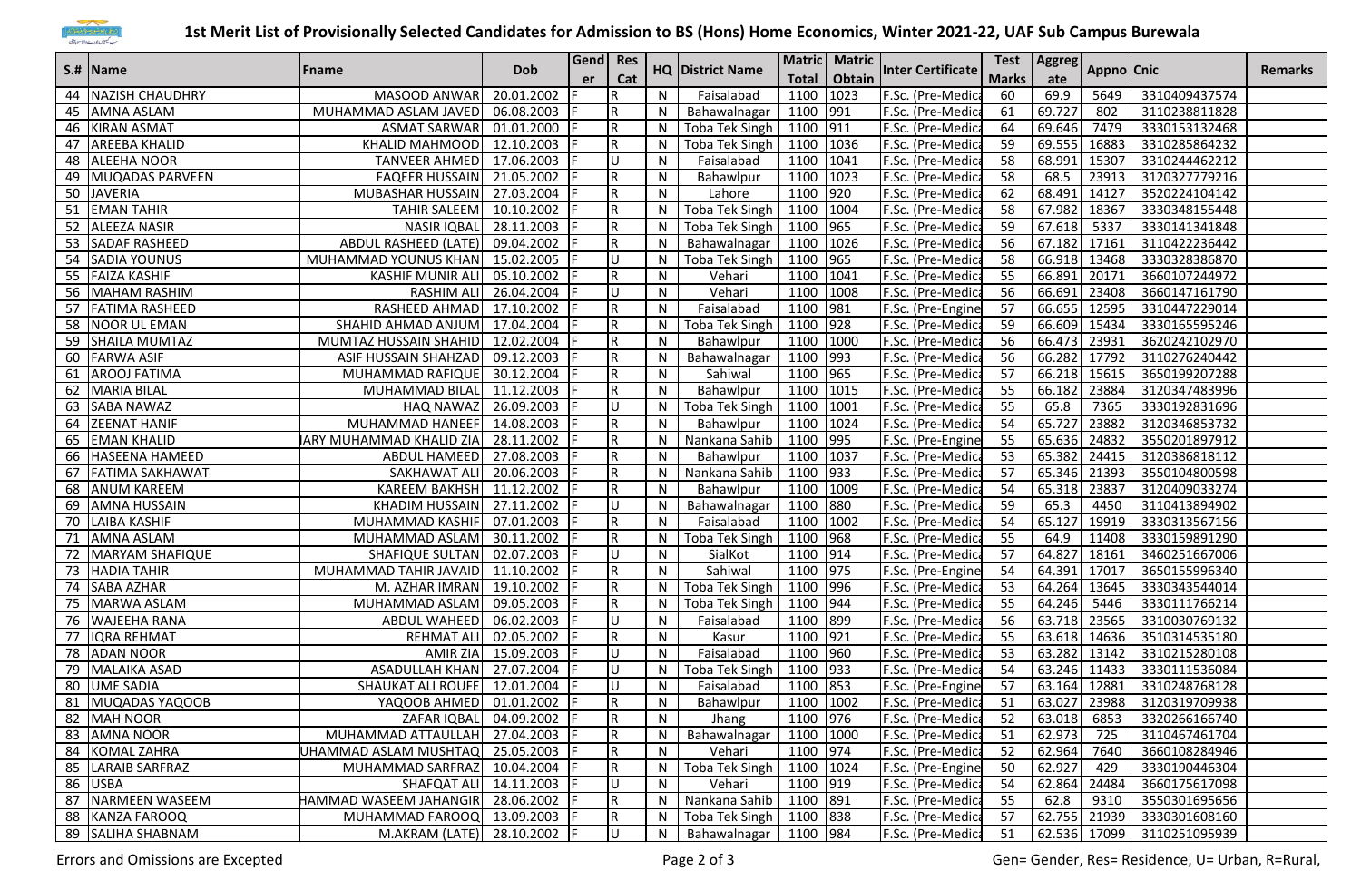# 1st Merit List of Provisionally Selected Candidates for Admission to BS (Hons) Home Economics, Winter 2021-22, UAF Sub Campus Burewala

| S.# | Name | Fname | Dob | Gender | Res Cat | HQ | District Name | Matric Total | Matric Obtain | Inter Certificate | Test Marks | Aggregate | Appno | Cnic | Remarks |
|---|---|---|---|---|---|---|---|---|---|---|---|---|---|---|---|
| 44 | NAZISH CHAUDHRY | MASOOD ANWAR | 20.01.2002 | F | R | N | Faisalabad | 1100 | 1023 | F.Sc. (Pre-Medica | 60 | 69.9 | 5649 | 3310409437574 | |
| 45 | AMNA ASLAM | MUHAMMAD ASLAM JAVED | 06.08.2003 | F | R | N | Bahawalnagar | 1100 | 991 | F.Sc. (Pre-Medica | 61 | 69.727 | 802 | 3110238811828 | |
| 46 | KIRAN ASMAT | ASMAT SARWAR | 01.01.2000 | F | R | N | Toba Tek Singh | 1100 | 911 | F.Sc. (Pre-Medica | 64 | 69.646 | 7479 | 3330153132468 | |
| 47 | AREEBA KHALID | KHALID MAHMOOD | 12.10.2003 | F | R | N | Toba Tek Singh | 1100 | 1036 | F.Sc. (Pre-Medica | 59 | 69.555 | 16883 | 3310285864232 | |
| 48 | ALEEHA NOOR | TANVEER AHMED | 17.06.2003 | F | U | N | Faisalabad | 1100 | 1041 | F.Sc. (Pre-Medica | 58 | 68.991 | 15307 | 3310244462212 | |
| 49 | MUQADAS PARVEEN | FAQEER HUSSAIN | 21.05.2002 | F | R | N | Bahawlpur | 1100 | 1023 | F.Sc. (Pre-Medica | 58 | 68.5 | 23913 | 3120327779216 | |
| 50 | JAVERIA | MUBASHAR HUSSAIN | 27.03.2004 | F | R | N | Lahore | 1100 | 920 | F.Sc. (Pre-Medica | 62 | 68.491 | 14127 | 3520224104142 | |
| 51 | EMAN TAHIR | TAHIR SALEEM | 10.10.2002 | F | R | N | Toba Tek Singh | 1100 | 1004 | F.Sc. (Pre-Medica | 58 | 67.982 | 18367 | 3330348155448 | |
| 52 | ALEEZA NASIR | NASIR IQBAL | 28.11.2003 | F | R | N | Toba Tek Singh | 1100 | 965 | F.Sc. (Pre-Medica | 59 | 67.618 | 5337 | 3330141341848 | |
| 53 | SADAF RASHEED | ABDUL RASHEED (LATE) | 09.04.2002 | F | R | N | Bahawalnagar | 1100 | 1026 | F.Sc. (Pre-Medica | 56 | 67.182 | 17161 | 3110422236442 | |
| 54 | SADIA YOUNUS | MUHAMMAD YOUNUS KHAN | 15.02.2005 | F | U | N | Toba Tek Singh | 1100 | 965 | F.Sc. (Pre-Medica | 58 | 66.918 | 13468 | 3330328386870 | |
| 55 | FAIZA KASHIF | KASHIF MUNIR ALI | 05.10.2002 | F | R | N | Vehari | 1100 | 1041 | F.Sc. (Pre-Medica | 55 | 66.891 | 20171 | 3660107244972 | |
| 56 | MAHAM RASHIM | RASHIM ALI | 26.04.2004 | F | U | N | Vehari | 1100 | 1008 | F.Sc. (Pre-Medica | 56 | 66.691 | 23408 | 3660147161790 | |
| 57 | FATIMA RASHEED | RASHEED AHMAD | 17.10.2002 | F | R | N | Faisalabad | 1100 | 981 | F.Sc. (Pre-Engine | 57 | 66.655 | 12595 | 3310447229014 | |
| 58 | NOOR UL EMAN | SHAHID AHMAD ANJUM | 17.04.2004 | F | R | N | Toba Tek Singh | 1100 | 928 | F.Sc. (Pre-Medica | 59 | 66.609 | 15434 | 3330165595246 | |
| 59 | SHAILA MUMTAZ | MUMTAZ HUSSAIN SHAHID | 12.02.2004 | F | R | N | Bahawlpur | 1100 | 1000 | F.Sc. (Pre-Medica | 56 | 66.473 | 23931 | 3620242102970 | |
| 60 | FARWA ASIF | ASIF HUSSAIN SHAHZAD | 09.12.2003 | F | R | N | Bahawalnagar | 1100 | 993 | F.Sc. (Pre-Medica | 56 | 66.282 | 17792 | 3110276240442 | |
| 61 | AROOJ FATIMA | MUHAMMAD RAFIQUE | 30.12.2004 | F | R | N | Sahiwal | 1100 | 965 | F.Sc. (Pre-Medica | 57 | 66.218 | 15615 | 3650199207288 | |
| 62 | MARIA BILAL | MUHAMMAD BILAL | 11.12.2003 | F | R | N | Bahawlpur | 1100 | 1015 | F.Sc. (Pre-Medica | 55 | 66.182 | 23884 | 3120347483996 | |
| 63 | SABA NAWAZ | HAQ NAWAZ | 26.09.2003 | F | U | N | Toba Tek Singh | 1100 | 1001 | F.Sc. (Pre-Medica | 55 | 65.8 | 7365 | 3330192831696 | |
| 64 | ZEENAT HANIF | MUHAMMAD HANEEF | 14.08.2003 | F | R | N | Bahawlpur | 1100 | 1024 | F.Sc. (Pre-Medica | 54 | 65.727 | 23882 | 3120346853732 | |
| 65 | EMAN KHALID | IARY MUHAMMAD KHALID ZIA | 28.11.2002 | F | R | N | Nankana Sahib | 1100 | 995 | F.Sc. (Pre-Engine | 55 | 65.636 | 24832 | 3550201897912 | |
| 66 | HASEENA HAMEED | ABDUL HAMEED | 27.08.2003 | F | R | N | Bahawlpur | 1100 | 1037 | F.Sc. (Pre-Medica | 53 | 65.382 | 24415 | 3120386818112 | |
| 67 | FATIMA SAKHAWAT | SAKHAWAT ALI | 20.06.2003 | F | R | N | Nankana Sahib | 1100 | 933 | F.Sc. (Pre-Medica | 57 | 65.346 | 21393 | 3550104800598 | |
| 68 | ANUM KAREEM | KAREEM BAKHSH | 11.12.2002 | F | R | N | Bahawlpur | 1100 | 1009 | F.Sc. (Pre-Medica | 54 | 65.318 | 23837 | 3120409033274 | |
| 69 | AMNA HUSSAIN | KHADIM HUSSAIN | 27.11.2002 | F | U | N | Bahawalnagar | 1100 | 880 | F.Sc. (Pre-Medica | 59 | 65.3 | 4450 | 3110413894902 | |
| 70 | LAIBA KASHIF | MUHAMMAD KASHIF | 07.01.2003 | F | R | N | Faisalabad | 1100 | 1002 | F.Sc. (Pre-Medica | 54 | 65.127 | 19919 | 3330313567156 | |
| 71 | AMNA ASLAM | MUHAMMAD ASLAM | 30.11.2002 | F | R | N | Toba Tek Singh | 1100 | 968 | F.Sc. (Pre-Medica | 55 | 64.9 | 11408 | 3330159891290 | |
| 72 | MARYAM SHAFIQUE | SHAFIQUE SULTAN | 02.07.2003 | F | U | N | SialKot | 1100 | 914 | F.Sc. (Pre-Medica | 57 | 64.827 | 18161 | 3460251667006 | |
| 73 | HADIA TAHIR | MUHAMMAD TAHIR JAVAID | 11.10.2002 | F | R | N | Sahiwal | 1100 | 975 | F.Sc. (Pre-Engine | 54 | 64.391 | 17017 | 3650155996340 | |
| 74 | SABA AZHAR | M. AZHAR IMRAN | 19.10.2002 | F | R | N | Toba Tek Singh | 1100 | 996 | F.Sc. (Pre-Medica | 53 | 64.264 | 13645 | 3330343544014 | |
| 75 | MARWA ASLAM | MUHAMMAD ASLAM | 09.05.2003 | F | R | N | Toba Tek Singh | 1100 | 944 | F.Sc. (Pre-Medica | 55 | 64.246 | 5446 | 3330111766214 | |
| 76 | WAJEEHA RANA | ABDUL WAHEED | 06.02.2003 | F | U | N | Faisalabad | 1100 | 899 | F.Sc. (Pre-Medica | 56 | 63.718 | 23565 | 3310030769132 | |
| 77 | IQRA REHMAT | REHMAT ALI | 02.05.2002 | F | R | N | Kasur | 1100 | 921 | F.Sc. (Pre-Medica | 55 | 63.618 | 14636 | 3510314535180 | |
| 78 | ADAN NOOR | AMIR ZIA | 15.09.2003 | F | U | N | Faisalabad | 1100 | 960 | F.Sc. (Pre-Medica | 53 | 63.282 | 13142 | 3310215280108 | |
| 79 | MALAIKA ASAD | ASADULLAH KHAN | 27.07.2004 | F | U | N | Toba Tek Singh | 1100 | 933 | F.Sc. (Pre-Medica | 54 | 63.246 | 11433 | 3330111536084 | |
| 80 | UME SADIA | SHAUKAT ALI ROUFE | 12.01.2004 | F | U | N | Faisalabad | 1100 | 853 | F.Sc. (Pre-Engine | 57 | 63.164 | 12881 | 3310248768128 | |
| 81 | MUQADAS YAQOOB | YAQOOB AHMED | 01.01.2002 | F | R | N | Bahawlpur | 1100 | 1002 | F.Sc. (Pre-Medica | 51 | 63.027 | 23988 | 3120319709938 | |
| 82 | MAH NOOR | ZAFAR IQBAL | 04.09.2002 | F | R | N | Jhang | 1100 | 976 | F.Sc. (Pre-Medica | 52 | 63.018 | 6853 | 3320266166740 | |
| 83 | AMNA NOOR | MUHAMMAD ATTAULLAH | 27.04.2003 | F | R | N | Bahawalnagar | 1100 | 1000 | F.Sc. (Pre-Medica | 51 | 62.973 | 725 | 3110467461704 | |
| 84 | KOMAL ZAHRA | UHAMMAD ASLAM MUSHTAQ | 25.05.2003 | F | R | N | Vehari | 1100 | 974 | F.Sc. (Pre-Medica | 52 | 62.964 | 7640 | 3660108284946 | |
| 85 | LARAIB SARFRAZ | MUHAMMAD SARFRAZ | 10.04.2004 | F | R | N | Toba Tek Singh | 1100 | 1024 | F.Sc. (Pre-Engine | 50 | 62.927 | 429 | 3330190446304 | |
| 86 | USBA | SHAFQAT ALI | 14.11.2003 | F | U | N | Vehari | 1100 | 919 | F.Sc. (Pre-Medica | 54 | 62.864 | 24484 | 3660175617098 | |
| 87 | NARMEEN WASEEM | HAMMAD WASEEM JAHANGIR | 28.06.2002 | F | R | N | Nankana Sahib | 1100 | 891 | F.Sc. (Pre-Medica | 55 | 62.8 | 9310 | 3550301695656 | |
| 88 | KANZA FAROOQ | MUHAMMAD FAROOQ | 13.09.2003 | F | R | N | Toba Tek Singh | 1100 | 838 | F.Sc. (Pre-Medica | 57 | 62.755 | 21939 | 3330301608160 | |
| 89 | SALIHA SHABNAM | M.AKRAM (LATE) | 28.10.2002 | F | U | N | Bahawalnagar | 1100 | 984 | F.Sc. (Pre-Medica | 51 | 62.536 | 17099 | 3110251095939 | |

Errors and Omissions are Excepted

Gen= Gender, Res= Residence, U= Urban, R=Rural,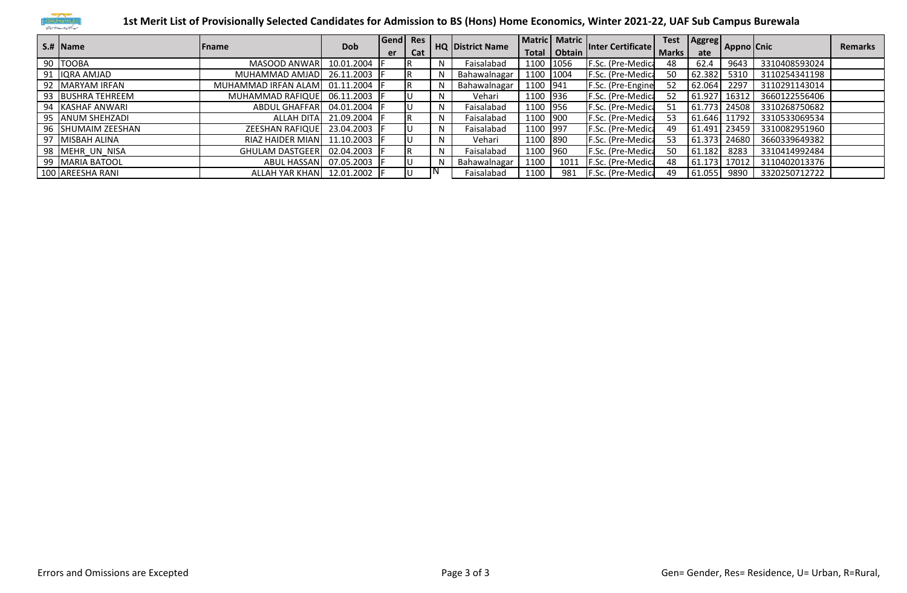# 1st Merit List of Provisionally Selected Candidates for Admission to BS (Hons) Home Economics, Winter 2021-22, UAF Sub Campus Burewala

| S.# | Name | Fname | Dob | Gender | Res Cat | HQ | District Name | Matric Total | Matric Obtain | Inter Certificate | Test Marks | Aggregate | Appno | Cnic | Remarks |
|---|---|---|---|---|---|---|---|---|---|---|---|---|---|---|---|
| 90 | TOOBA | MASOOD ANWAR | 10.01.2004 | F | R | N | Faisalabad | 1100 | 1056 | F.Sc. (Pre-Medica | 48 | 62.4 | 9643 | 3310408593024 | |
| 91 | IQRA AMJAD | MUHAMMAD AMJAD | 26.11.2003 | F | R | N | Bahawalnagar | 1100 | 1004 | F.Sc. (Pre-Medica | 50 | 62.382 | 5310 | 3110254341198 | |
| 92 | MARYAM IRFAN | MUHAMMAD IRFAN ALAM | 01.11.2004 | F | R | N | Bahawalnagar | 1100 | 941 | F.Sc. (Pre-Engine | 52 | 62.064 | 2297 | 3110291143014 | |
| 93 | BUSHRA TEHREEM | MUHAMMAD RAFIQUE | 06.11.2003 | F | U | N | Vehari | 1100 | 936 | F.Sc. (Pre-Medica | 52 | 61.927 | 16312 | 3660122556406 | |
| 94 | KASHAF ANWARI | ABDUL GHAFFAR | 04.01.2004 | F | U | N | Faisalabad | 1100 | 956 | F.Sc. (Pre-Medica | 51 | 61.773 | 24508 | 3310268750682 | |
| 95 | ANUM SHEHZADI | ALLAH DITA | 21.09.2004 | F | R | N | Faisalabad | 1100 | 900 | F.Sc. (Pre-Medica | 53 | 61.646 | 11792 | 3310533069534 | |
| 96 | SHUMAIM ZEESHAN | ZEESHAN RAFIQUE | 23.04.2003 | F | U | N | Faisalabad | 1100 | 997 | F.Sc. (Pre-Medica | 49 | 61.491 | 23459 | 3310082951960 | |
| 97 | MISBAH ALINA | RIAZ HAIDER MIAN | 11.10.2003 | F | U | N | Vehari | 1100 | 890 | F.Sc. (Pre-Medica | 53 | 61.373 | 24680 | 3660339649382 | |
| 98 | MEHR_UN_NISA | GHULAM DASTGEER | 02.04.2003 | F | R | N | Faisalabad | 1100 | 960 | F.Sc. (Pre-Medica | 50 | 61.182 | 8283 | 3310414992484 | |
| 99 | MARIA BATOOL | ABUL HASSAN | 07.05.2003 | F | U | N | Bahawalnagar | 1100 | 1011 | F.Sc. (Pre-Medica | 48 | 61.173 | 17012 | 3110402013376 | |
| 100 | AREESHA RANI | ALLAH YAR KHAN | 12.01.2002 | F | U | N | Faisalabad | 1100 | 981 | F.Sc. (Pre-Medica | 49 | 61.055 | 9890 | 3320250712722 | |

Errors and Omissions are Excepted

Gen= Gender, Res= Residence, U= Urban, R=Rural,